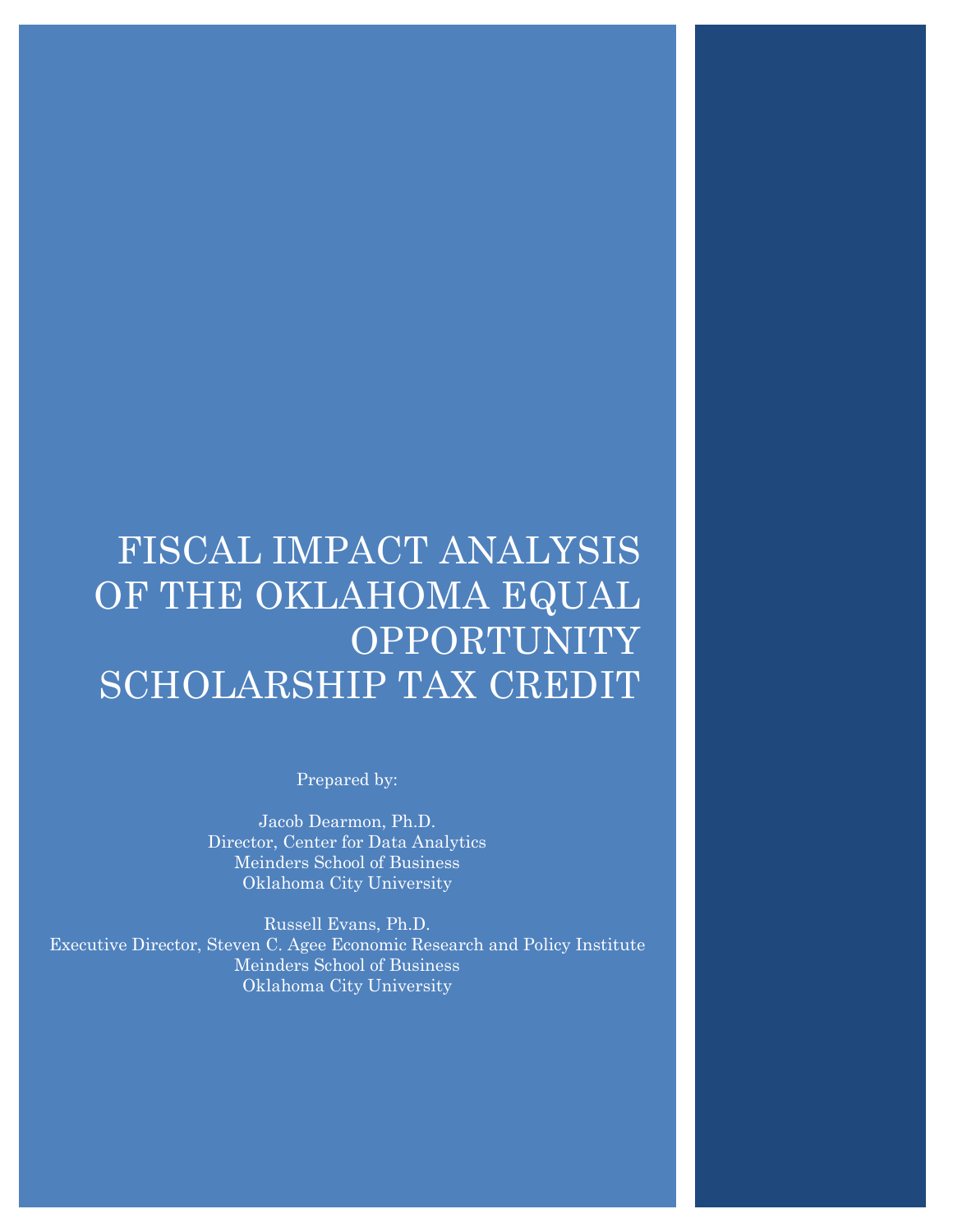# FISCAL IMPACT ANALYSIS OF THE OKLAHOMA EQUAL OPPORTUNITY SCHOLARSHIP TAX CREDIT

Prepared by:

Jacob Dearmon, Ph.D.
Director, Center for Data Analytics
Meinders School of Business
Oklahoma City University

Russell Evans, Ph.D.
Executive Director, Steven C. Agee Economic Research and Policy Institute
Meinders School of Business
Oklahoma City University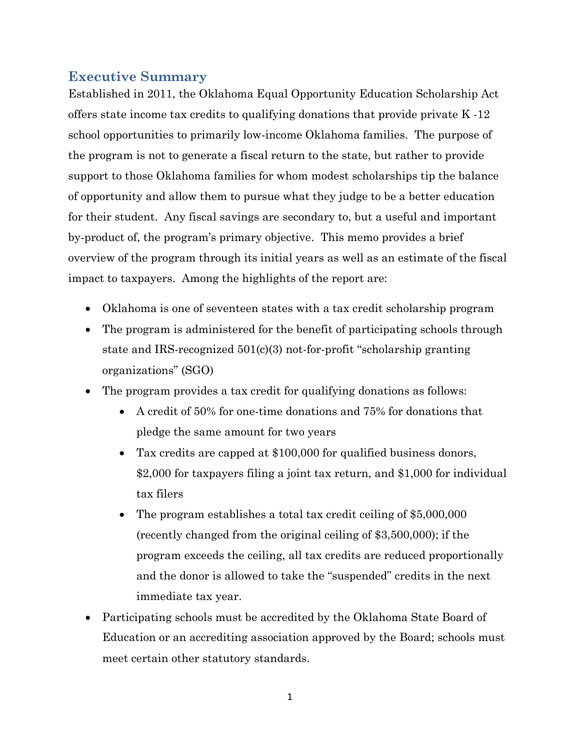## Executive Summary

Established in 2011, the Oklahoma Equal Opportunity Education Scholarship Act offers state income tax credits to qualifying donations that provide private K -12 school opportunities to primarily low-income Oklahoma families. The purpose of the program is not to generate a fiscal return to the state, but rather to provide support to those Oklahoma families for whom modest scholarships tip the balance of opportunity and allow them to pursue what they judge to be a better education for their student. Any fiscal savings are secondary to, but a useful and important by-product of, the program's primary objective. This memo provides a brief overview of the program through its initial years as well as an estimate of the fiscal impact to taxpayers. Among the highlights of the report are:

- Oklahoma is one of seventeen states with a tax credit scholarship program
- The program is administered for the benefit of participating schools through state and IRS-recognized 501(c)(3) not-for-profit "scholarship granting organizations" (SGO)
- The program provides a tax credit for qualifying donations as follows:
  - A credit of 50% for one-time donations and 75% for donations that pledge the same amount for two years
  - Tax credits are capped at $100,000 for qualified business donors, $2,000 for taxpayers filing a joint tax return, and $1,000 for individual tax filers
  - The program establishes a total tax credit ceiling of $5,000,000 (recently changed from the original ceiling of $3,500,000); if the program exceeds the ceiling, all tax credits are reduced proportionally and the donor is allowed to take the "suspended" credits in the next immediate tax year.
- Participating schools must be accredited by the Oklahoma State Board of Education or an accrediting association approved by the Board; schools must meet certain other statutory standards.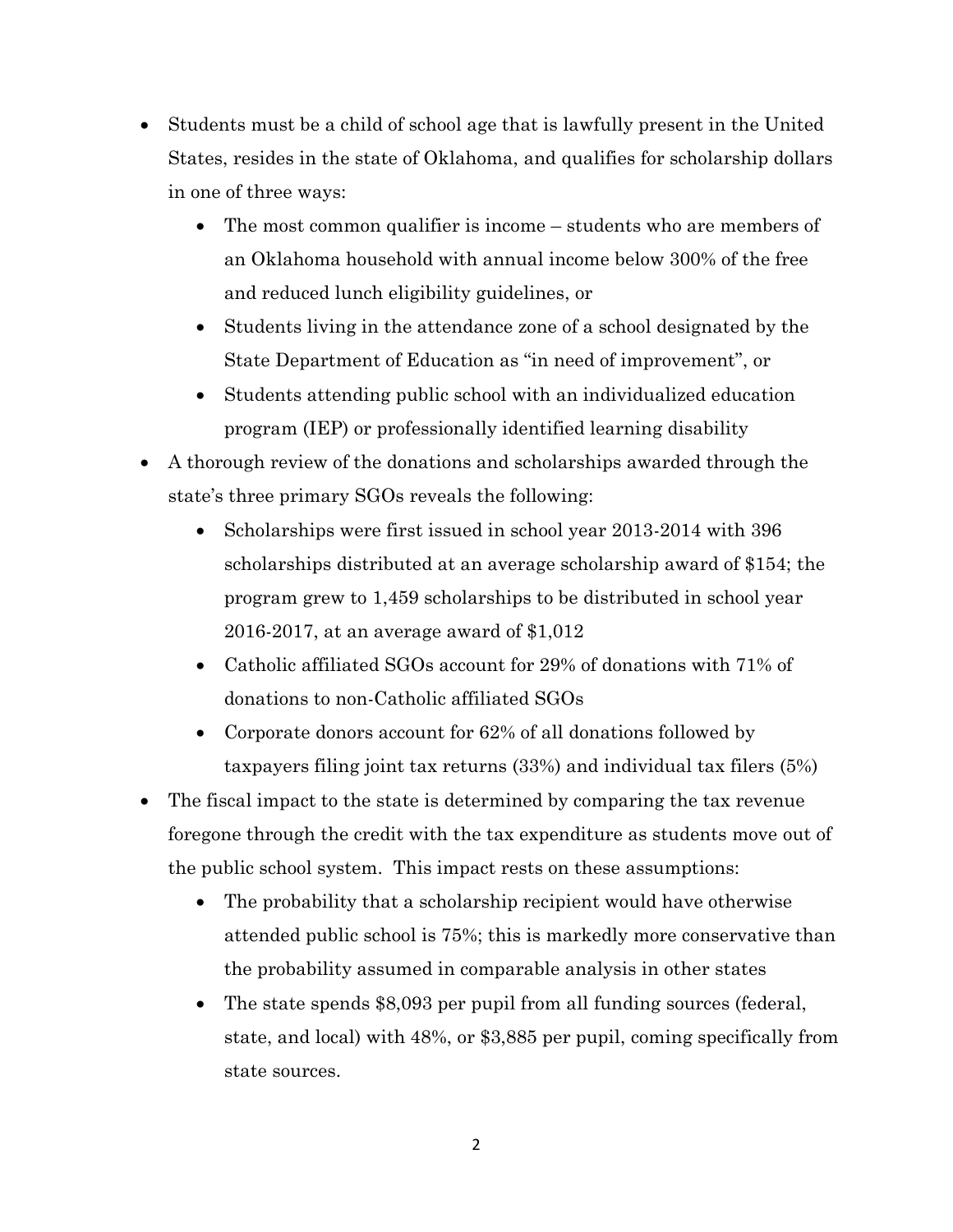- Students must be a child of school age that is lawfully present in the United States, resides in the state of Oklahoma, and qualifies for scholarship dollars in one of three ways:
    - The most common qualifier is income – students who are members of an Oklahoma household with annual income below 300% of the free and reduced lunch eligibility guidelines, or
    - Students living in the attendance zone of a school designated by the State Department of Education as "in need of improvement", or
    - Students attending public school with an individualized education program (IEP) or professionally identified learning disability
- A thorough review of the donations and scholarships awarded through the state's three primary SGOs reveals the following:
    - Scholarships were first issued in school year 2013-2014 with 396 scholarships distributed at an average scholarship award of $154; the program grew to 1,459 scholarships to be distributed in school year 2016-2017, at an average award of $1,012
    - Catholic affiliated SGOs account for 29% of donations with 71% of donations to non-Catholic affiliated SGOs
    - Corporate donors account for 62% of all donations followed by taxpayers filing joint tax returns (33%) and individual tax filers (5%)
- The fiscal impact to the state is determined by comparing the tax revenue foregone through the credit with the tax expenditure as students move out of the public school system. This impact rests on these assumptions:
    - The probability that a scholarship recipient would have otherwise attended public school is 75%; this is markedly more conservative than the probability assumed in comparable analysis in other states
    - The state spends $8,093 per pupil from all funding sources (federal, state, and local) with 48%, or $3,885 per pupil, coming specifically from state sources.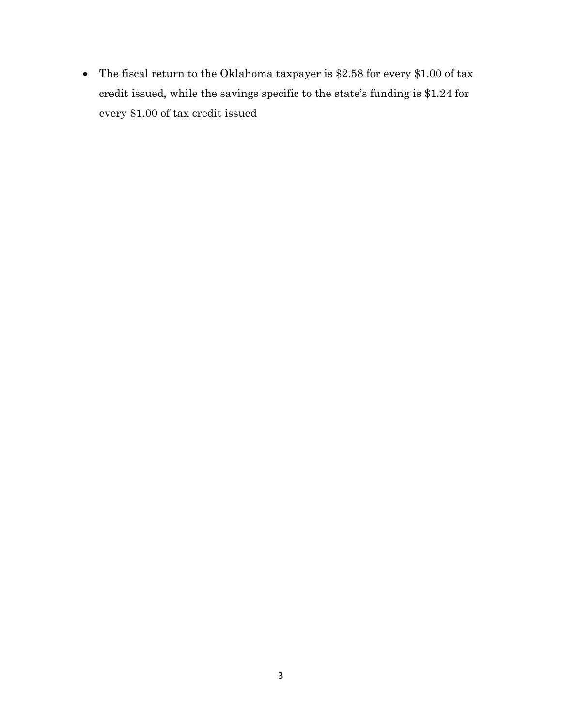- The fiscal return to the Oklahoma taxpayer is $2.58 for every $1.00 of tax credit issued, while the savings specific to the state's funding is $1.24 for every $1.00 of tax credit issued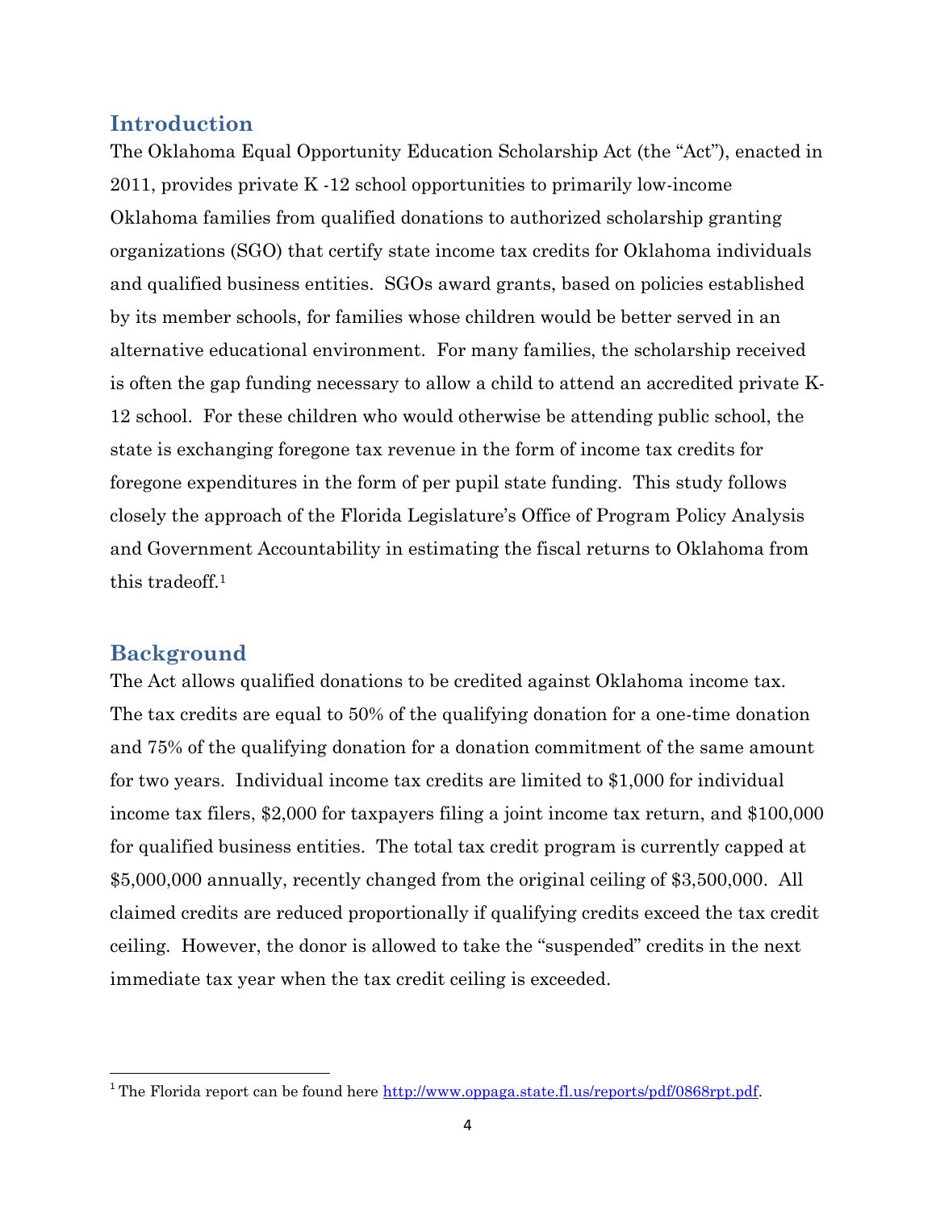## Introduction

The Oklahoma Equal Opportunity Education Scholarship Act (the "Act"), enacted in 2011, provides private K -12 school opportunities to primarily low-income Oklahoma families from qualified donations to authorized scholarship granting organizations (SGO) that certify state income tax credits for Oklahoma individuals and qualified business entities. SGOs award grants, based on policies established by its member schools, for families whose children would be better served in an alternative educational environment. For many families, the scholarship received is often the gap funding necessary to allow a child to attend an accredited private K-12 school. For these children who would otherwise be attending public school, the state is exchanging foregone tax revenue in the form of income tax credits for foregone expenditures in the form of per pupil state funding. This study follows closely the approach of the Florida Legislature's Office of Program Policy Analysis and Government Accountability in estimating the fiscal returns to Oklahoma from this tradeoff.[1]

## Background

The Act allows qualified donations to be credited against Oklahoma income tax. The tax credits are equal to 50% of the qualifying donation for a one-time donation and 75% of the qualifying donation for a donation commitment of the same amount for two years. Individual income tax credits are limited to $1,000 for individual income tax filers, $2,000 for taxpayers filing a joint income tax return, and $100,000 for qualified business entities. The total tax credit program is currently capped at $5,000,000 annually, recently changed from the original ceiling of $3,500,000. All claimed credits are reduced proportionally if qualifying credits exceed the tax credit ceiling. However, the donor is allowed to take the "suspended" credits in the next immediate tax year when the tax credit ceiling is exceeded.

---

[1] The Florida report can be found here http://www.oppaga.state.fl.us/reports/pdf/0868rpt.pdf.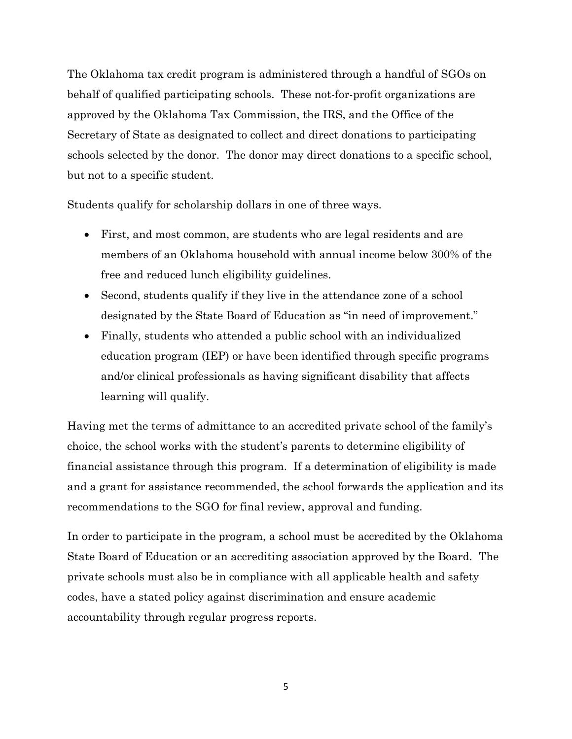The Oklahoma tax credit program is administered through a handful of SGOs on behalf of qualified participating schools. These not-for-profit organizations are approved by the Oklahoma Tax Commission, the IRS, and the Office of the Secretary of State as designated to collect and direct donations to participating schools selected by the donor. The donor may direct donations to a specific school, but not to a specific student.

Students qualify for scholarship dollars in one of three ways.

- First, and most common, are students who are legal residents and are members of an Oklahoma household with annual income below 300% of the free and reduced lunch eligibility guidelines.
- Second, students qualify if they live in the attendance zone of a school designated by the State Board of Education as "in need of improvement."
- Finally, students who attended a public school with an individualized education program (IEP) or have been identified through specific programs and/or clinical professionals as having significant disability that affects learning will qualify.

Having met the terms of admittance to an accredited private school of the family's choice, the school works with the student's parents to determine eligibility of financial assistance through this program. If a determination of eligibility is made and a grant for assistance recommended, the school forwards the application and its recommendations to the SGO for final review, approval and funding.

In order to participate in the program, a school must be accredited by the Oklahoma State Board of Education or an accrediting association approved by the Board. The private schools must also be in compliance with all applicable health and safety codes, have a stated policy against discrimination and ensure academic accountability through regular progress reports.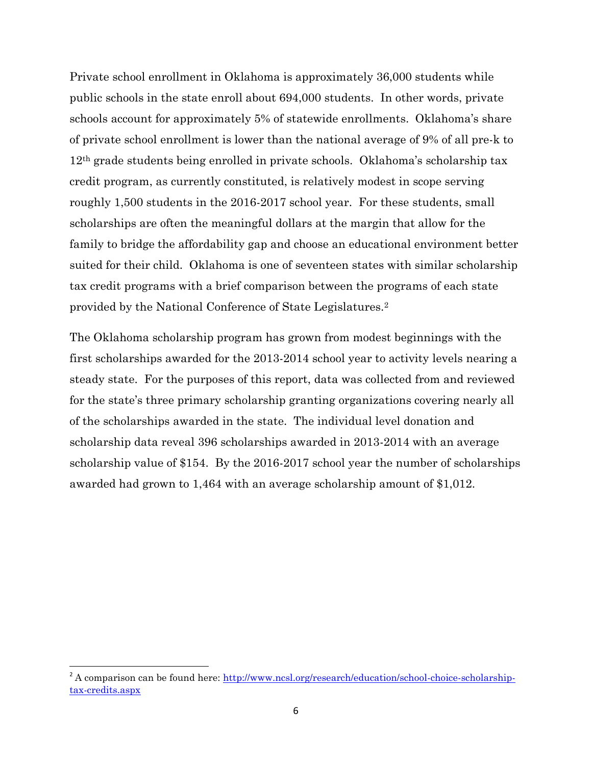Private school enrollment in Oklahoma is approximately 36,000 students while public schools in the state enroll about 694,000 students. In other words, private schools account for approximately 5% of statewide enrollments. Oklahoma's share of private school enrollment is lower than the national average of 9% of all pre-k to 12th grade students being enrolled in private schools. Oklahoma's scholarship tax credit program, as currently constituted, is relatively modest in scope serving roughly 1,500 students in the 2016-2017 school year. For these students, small scholarships are often the meaningful dollars at the margin that allow for the family to bridge the affordability gap and choose an educational environment better suited for their child. Oklahoma is one of seventeen states with similar scholarship tax credit programs with a brief comparison between the programs of each state provided by the National Conference of State Legislatures.[2]

The Oklahoma scholarship program has grown from modest beginnings with the first scholarships awarded for the 2013-2014 school year to activity levels nearing a steady state. For the purposes of this report, data was collected from and reviewed for the state's three primary scholarship granting organizations covering nearly all of the scholarships awarded in the state. The individual level donation and scholarship data reveal 396 scholarships awarded in 2013-2014 with an average scholarship value of $154. By the 2016-2017 school year the number of scholarships awarded had grown to 1,464 with an average scholarship amount of $1,012.

---

[2] A comparison can be found here: [http://www.ncsl.org/research/education/school-choice-scholarship-tax-credits.aspx](http://www.ncsl.org/research/education/school-choice-scholarship-tax-credits.aspx)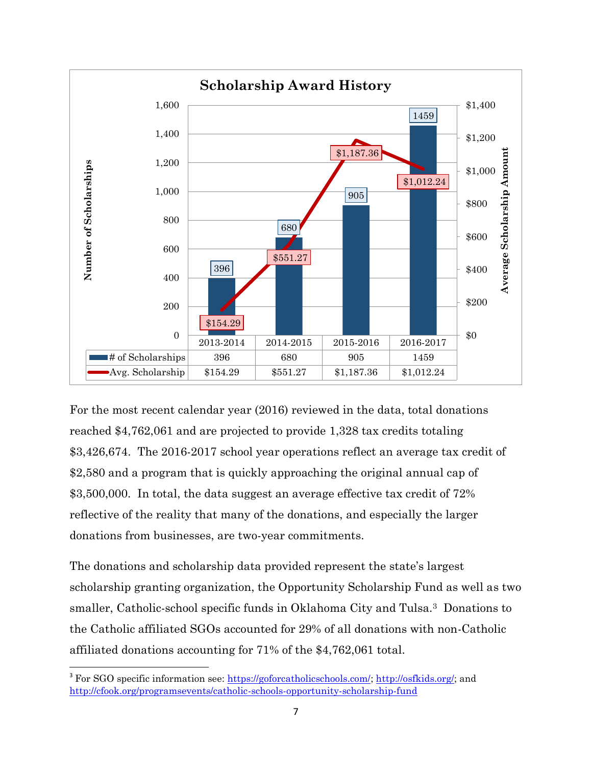**Scholarship Award History**

| | 2013-2014 | 2014-2015 | 2015-2016 | 2016-2017 |
|---|---|---|---|---|
| # of Scholarships | 396 | 680 | 905 | 1459 |
| Avg. Scholarship | $154.29 | $551.27 | $1,187.36 | $1,012.24 |

For the most recent calendar year (2016) reviewed in the data, total donations reached $4,762,061 and are projected to provide 1,328 tax credits totaling $3,426,674. The 2016-2017 school year operations reflect an average tax credit of $2,580 and a program that is quickly approaching the original annual cap of $3,500,000. In total, the data suggest an average effective tax credit of 72% reflective of the reality that many of the donations, and especially the larger donations from businesses, are two-year commitments.

The donations and scholarship data provided represent the state's largest scholarship granting organization, the Opportunity Scholarship Fund as well as two smaller, Catholic-school specific funds in Oklahoma City and Tulsa.[3] Donations to the Catholic affiliated SGOs accounted for 29% of all donations with non-Catholic affiliated donations accounting for 71% of the $4,762,061 total.

---

[3] For SGO specific information see: https://goforcatholicschools.com/; http://osfkids.org/; and http://cfook.org/programsevents/catholic-schools-opportunity-scholarship-fund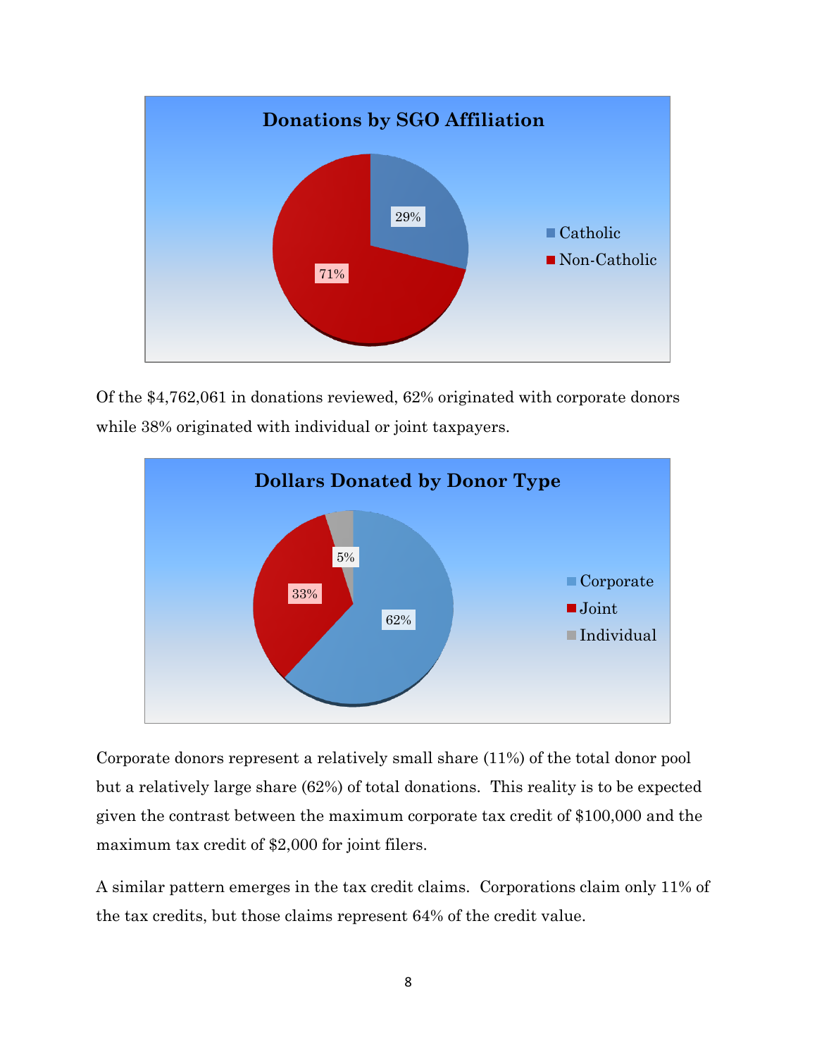**Donations by SGO Affiliation**

- Catholic: 29%
- Non-Catholic: 71%

Of the $4,762,061 in donations reviewed, 62% originated with corporate donors while 38% originated with individual or joint taxpayers.

**Dollars Donated by Donor Type**

- Corporate: 62%
- Joint: 33%
- Individual: 5%

Corporate donors represent a relatively small share (11%) of the total donor pool but a relatively large share (62%) of total donations. This reality is to be expected given the contrast between the maximum corporate tax credit of $100,000 and the maximum tax credit of $2,000 for joint filers.

A similar pattern emerges in the tax credit claims. Corporations claim only 11% of the tax credits, but those claims represent 64% of the credit value.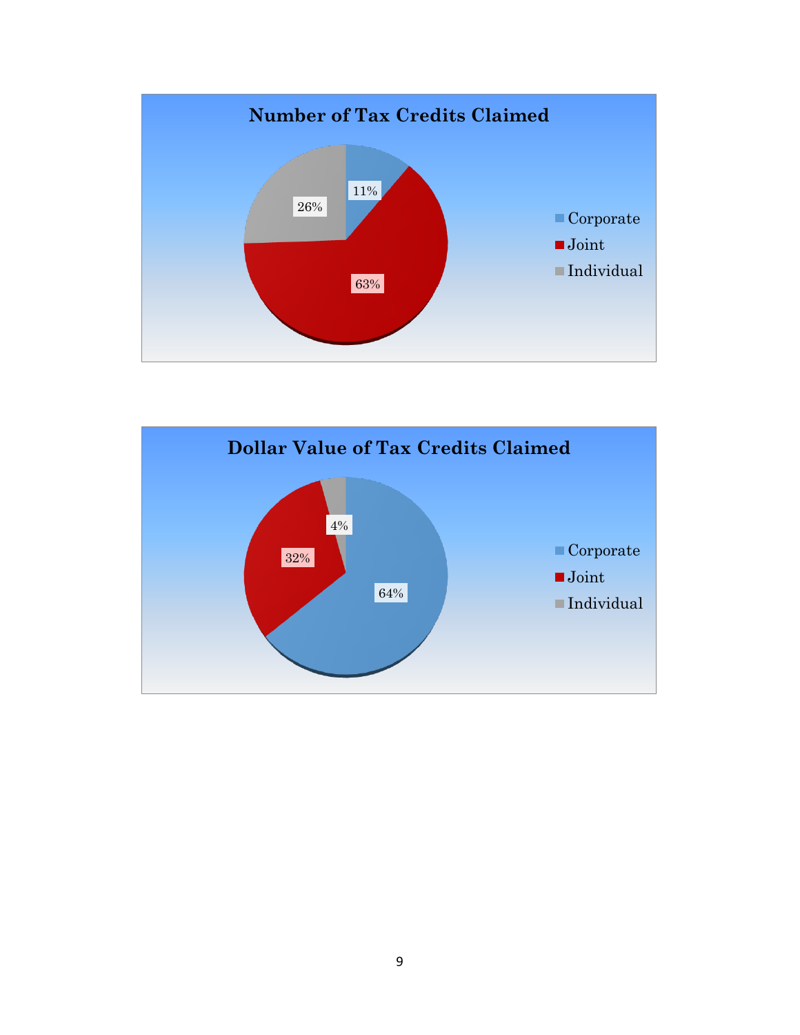**Number of Tax Credits Claimed**

| Category | Percentage |
|---|---|
| Corporate | 11% |
| Joint | 63% |
| Individual | 26% |

**Dollar Value of Tax Credits Claimed**

| Category | Percentage |
|---|---|
| Corporate | 64% |
| Joint | 32% |
| Individual | 4% |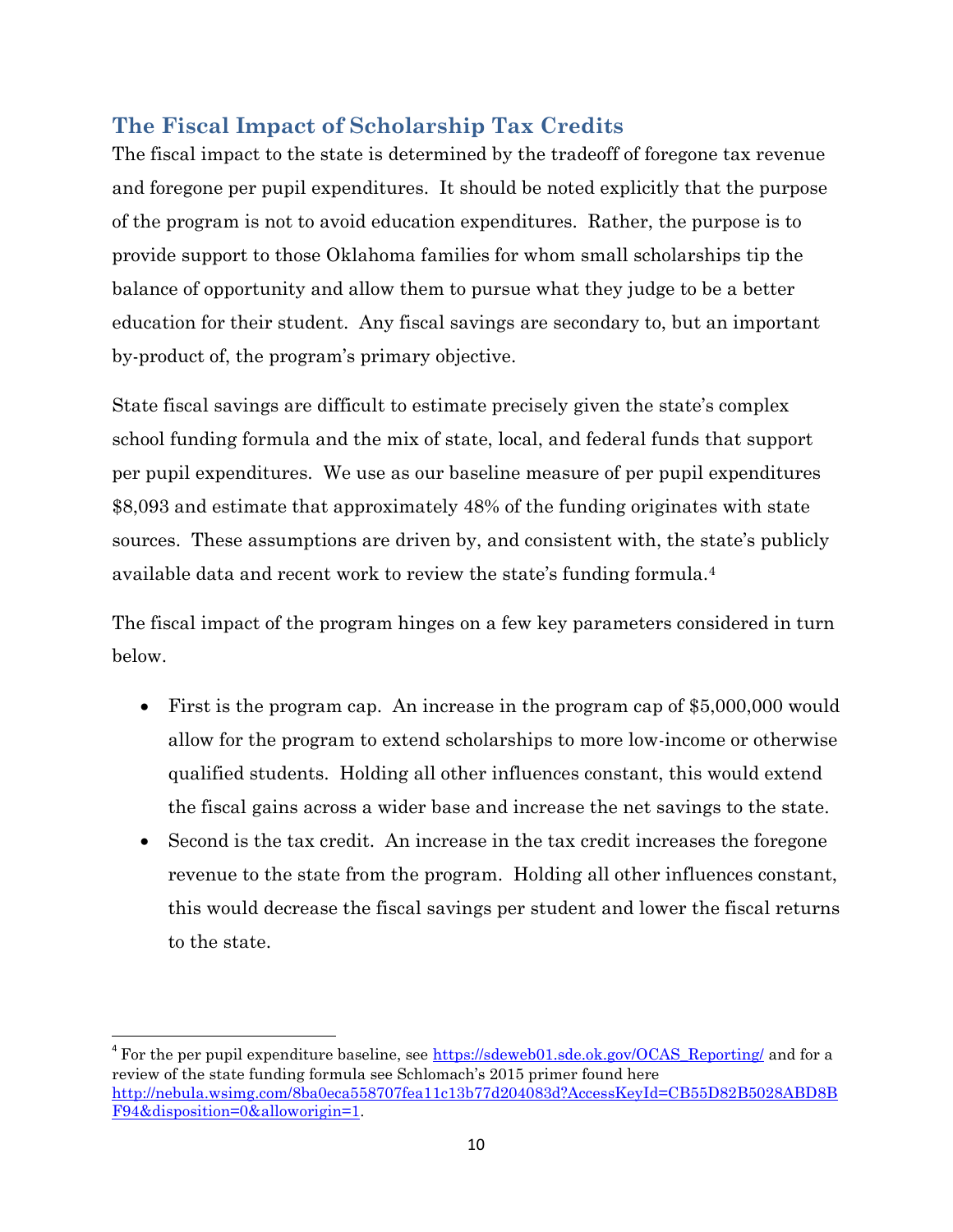## The Fiscal Impact of Scholarship Tax Credits

The fiscal impact to the state is determined by the tradeoff of foregone tax revenue and foregone per pupil expenditures. It should be noted explicitly that the purpose of the program is not to avoid education expenditures. Rather, the purpose is to provide support to those Oklahoma families for whom small scholarships tip the balance of opportunity and allow them to pursue what they judge to be a better education for their student. Any fiscal savings are secondary to, but an important by-product of, the program's primary objective.

State fiscal savings are difficult to estimate precisely given the state's complex school funding formula and the mix of state, local, and federal funds that support per pupil expenditures. We use as our baseline measure of per pupil expenditures $8,093 and estimate that approximately 48% of the funding originates with state sources. These assumptions are driven by, and consistent with, the state's publicly available data and recent work to review the state's funding formula.[4]

The fiscal impact of the program hinges on a few key parameters considered in turn below.

- First is the program cap. An increase in the program cap of $5,000,000 would allow for the program to extend scholarships to more low-income or otherwise qualified students. Holding all other influences constant, this would extend the fiscal gains across a wider base and increase the net savings to the state.
- Second is the tax credit. An increase in the tax credit increases the foregone revenue to the state from the program. Holding all other influences constant, this would decrease the fiscal savings per student and lower the fiscal returns to the state.

---

[4] For the per pupil expenditure baseline, see https://sdeweb01.sde.ok.gov/OCAS_Reporting/ and for a review of the state funding formula see Schlomach's 2015 primer found here http://nebula.wsimg.com/8ba0eca558707fea11c13b77d204083d?AccessKeyId=CB55D82B5028ABD8BF94&disposition=0&alloworigin=1.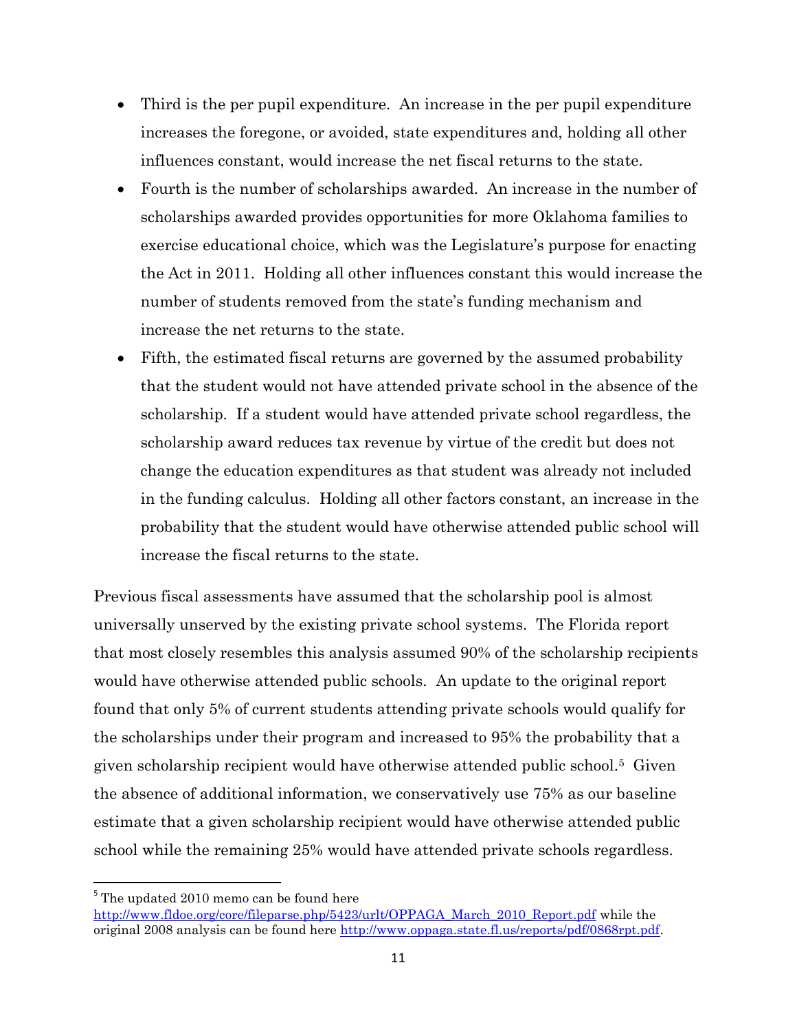- Third is the per pupil expenditure. An increase in the per pupil expenditure increases the foregone, or avoided, state expenditures and, holding all other influences constant, would increase the net fiscal returns to the state.
- Fourth is the number of scholarships awarded. An increase in the number of scholarships awarded provides opportunities for more Oklahoma families to exercise educational choice, which was the Legislature's purpose for enacting the Act in 2011. Holding all other influences constant this would increase the number of students removed from the state's funding mechanism and increase the net returns to the state.
- Fifth, the estimated fiscal returns are governed by the assumed probability that the student would not have attended private school in the absence of the scholarship. If a student would have attended private school regardless, the scholarship award reduces tax revenue by virtue of the credit but does not change the education expenditures as that student was already not included in the funding calculus. Holding all other factors constant, an increase in the probability that the student would have otherwise attended public school will increase the fiscal returns to the state.

Previous fiscal assessments have assumed that the scholarship pool is almost universally unserved by the existing private school systems. The Florida report that most closely resembles this analysis assumed 90% of the scholarship recipients would have otherwise attended public schools. An update to the original report found that only 5% of current students attending private schools would qualify for the scholarships under their program and increased to 95% the probability that a given scholarship recipient would have otherwise attended public school.[5] Given the absence of additional information, we conservatively use 75% as our baseline estimate that a given scholarship recipient would have otherwise attended public school while the remaining 25% would have attended private schools regardless.

---

[5] The updated 2010 memo can be found here http://www.fldoe.org/core/fileparse.php/5423/urlt/OPPAGA_March_2010_Report.pdf while the original 2008 analysis can be found here http://www.oppaga.state.fl.us/reports/pdf/0868rpt.pdf.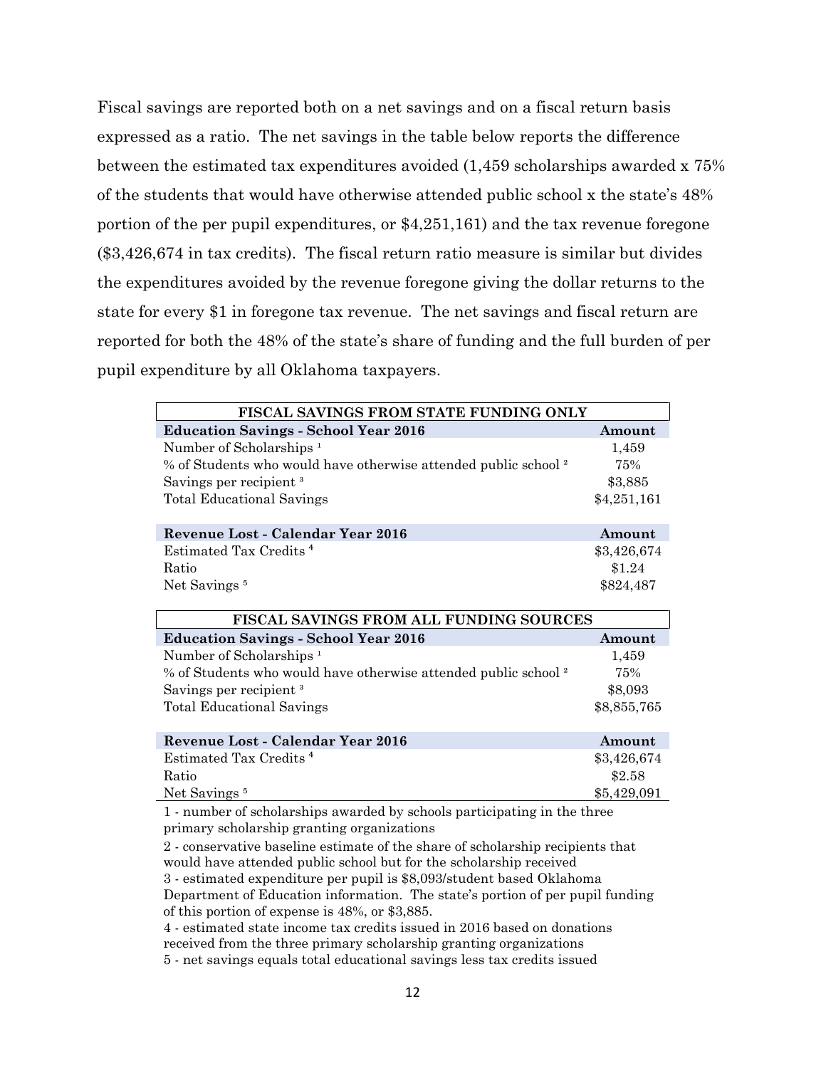Fiscal savings are reported both on a net savings and on a fiscal return basis expressed as a ratio. The net savings in the table below reports the difference between the estimated tax expenditures avoided (1,459 scholarships awarded x 75% of the students that would have otherwise attended public school x the state's 48% portion of the per pupil expenditures, or $4,251,161) and the tax revenue foregone ($3,426,674 in tax credits). The fiscal return ratio measure is similar but divides the expenditures avoided by the revenue foregone giving the dollar returns to the state for every $1 in foregone tax revenue. The net savings and fiscal return are reported for both the 48% of the state's share of funding and the full burden of per pupil expenditure by all Oklahoma taxpayers.

| FISCAL SAVINGS FROM STATE FUNDING ONLY | |
|---|---|
| **Education Savings - School Year 2016** | **Amount** |
| Number of Scholarships [1] | 1,459 |
| % of Students who would have otherwise attended public school [2] | 75% |
| Savings per recipient [3] | $3,885 |
| Total Educational Savings | $4,251,161 |
| | |
| **Revenue Lost - Calendar Year 2016** | **Amount** |
| Estimated Tax Credits [4] | $3,426,674 |
| Ratio | $1.24 |
| Net Savings [5] | $824,487 |

| FISCAL SAVINGS FROM ALL FUNDING SOURCES | |
|---|---|
| **Education Savings - School Year 2016** | **Amount** |
| Number of Scholarships [1] | 1,459 |
| % of Students who would have otherwise attended public school [2] | 75% |
| Savings per recipient [3] | $8,093 |
| Total Educational Savings | $8,855,765 |
| | |
| **Revenue Lost - Calendar Year 2016** | **Amount** |
| Estimated Tax Credits [4] | $3,426,674 |
| Ratio | $2.58 |
| Net Savings [5] | $5,429,091 |

1 - number of scholarships awarded by schools participating in the three primary scholarship granting organizations

2 - conservative baseline estimate of the share of scholarship recipients that would have attended public school but for the scholarship received

3 - estimated expenditure per pupil is $8,093/student based Oklahoma Department of Education information. The state's portion of per pupil funding of this portion of expense is 48%, or $3,885.

4 - estimated state income tax credits issued in 2016 based on donations received from the three primary scholarship granting organizations

5 - net savings equals total educational savings less tax credits issued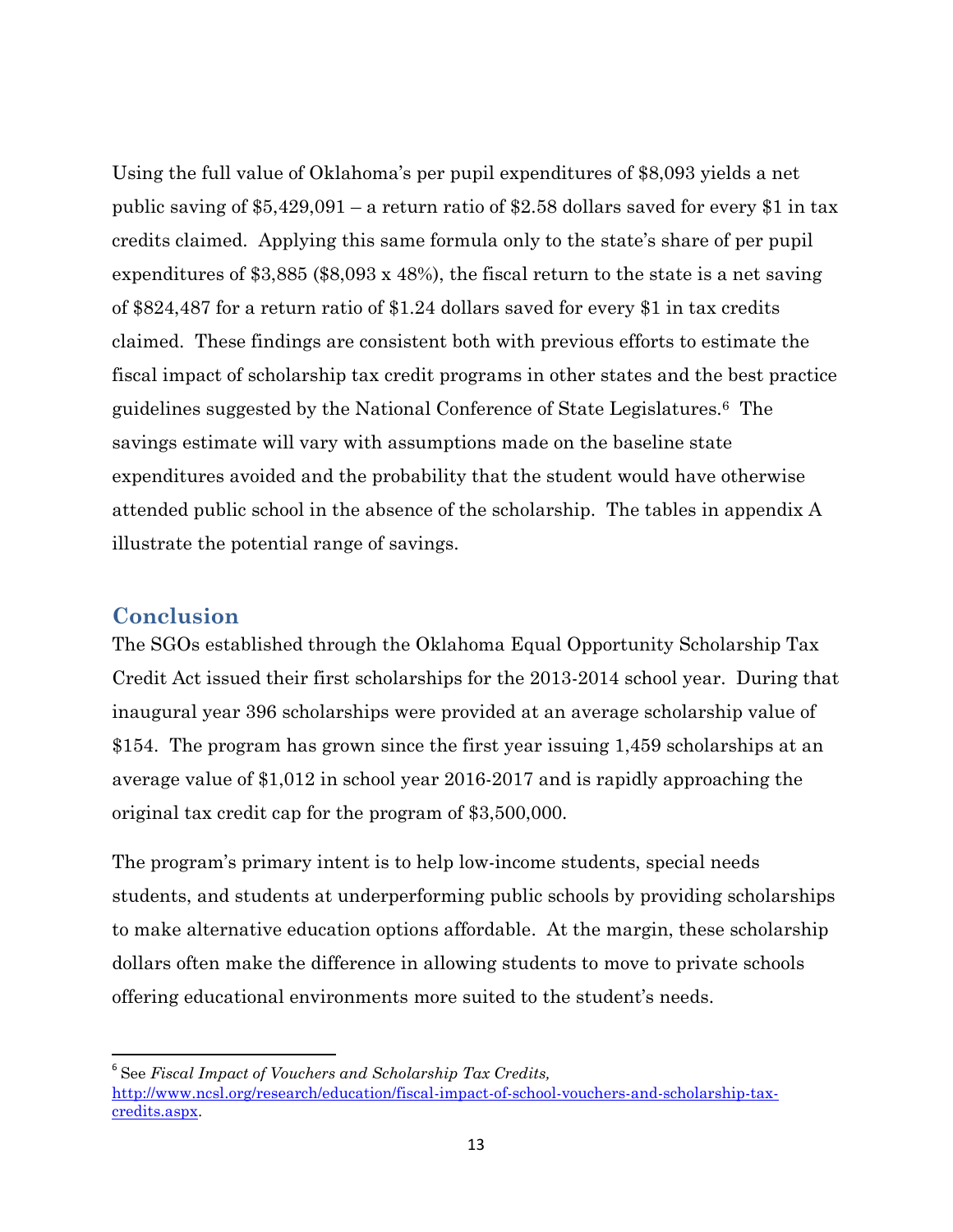Using the full value of Oklahoma's per pupil expenditures of $8,093 yields a net public saving of $5,429,091 – a return ratio of $2.58 dollars saved for every $1 in tax credits claimed. Applying this same formula only to the state's share of per pupil expenditures of $3,885 ($8,093 x 48%), the fiscal return to the state is a net saving of $824,487 for a return ratio of $1.24 dollars saved for every $1 in tax credits claimed. These findings are consistent both with previous efforts to estimate the fiscal impact of scholarship tax credit programs in other states and the best practice guidelines suggested by the National Conference of State Legislatures.[6] The savings estimate will vary with assumptions made on the baseline state expenditures avoided and the probability that the student would have otherwise attended public school in the absence of the scholarship. The tables in appendix A illustrate the potential range of savings.

## Conclusion

The SGOs established through the Oklahoma Equal Opportunity Scholarship Tax Credit Act issued their first scholarships for the 2013-2014 school year. During that inaugural year 396 scholarships were provided at an average scholarship value of $154. The program has grown since the first year issuing 1,459 scholarships at an average value of $1,012 in school year 2016-2017 and is rapidly approaching the original tax credit cap for the program of $3,500,000.

The program's primary intent is to help low-income students, special needs students, and students at underperforming public schools by providing scholarships to make alternative education options affordable. At the margin, these scholarship dollars often make the difference in allowing students to move to private schools offering educational environments more suited to the student's needs.

---

[6] See *Fiscal Impact of Vouchers and Scholarship Tax Credits,* http://www.ncsl.org/research/education/fiscal-impact-of-school-vouchers-and-scholarship-tax-credits.aspx.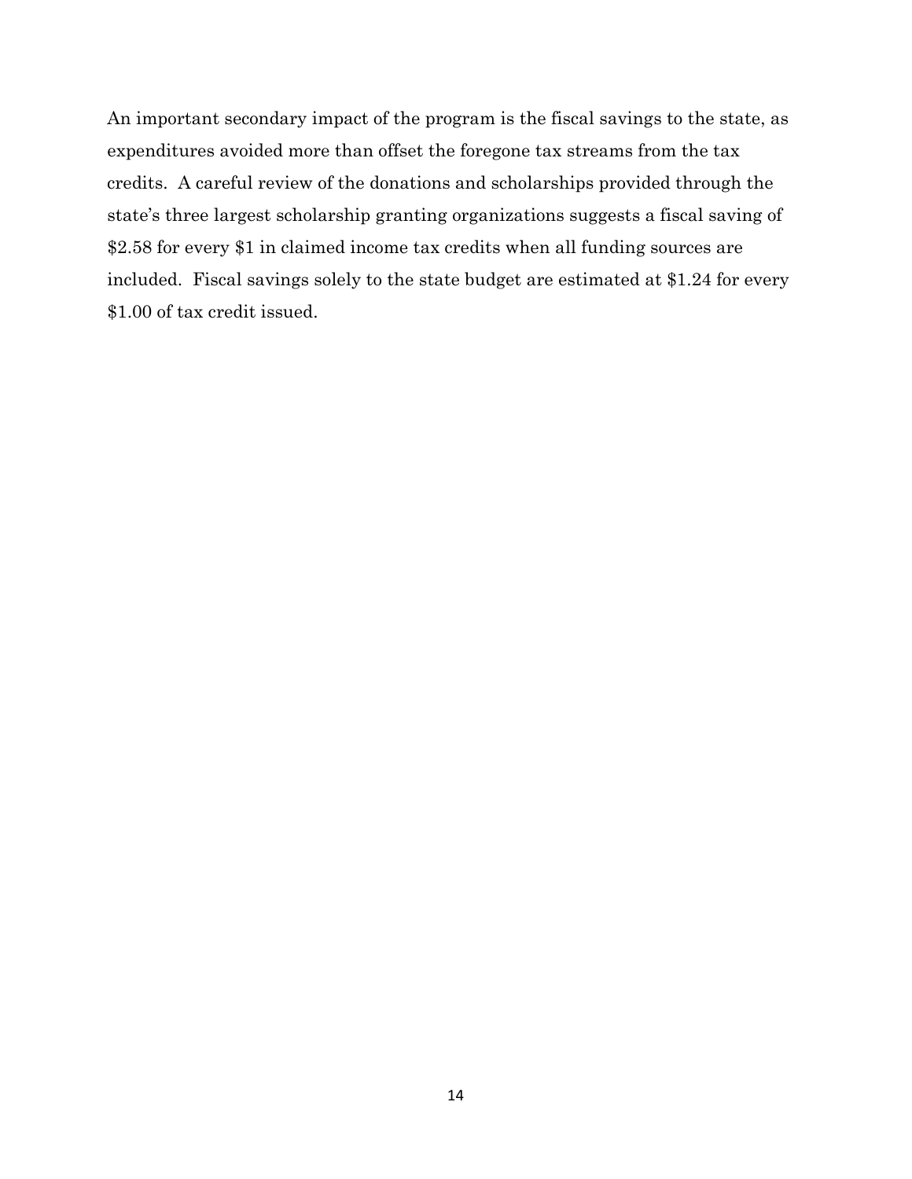An important secondary impact of the program is the fiscal savings to the state, as expenditures avoided more than offset the foregone tax streams from the tax credits. A careful review of the donations and scholarships provided through the state's three largest scholarship granting organizations suggests a fiscal saving of $2.58 for every $1 in claimed income tax credits when all funding sources are included. Fiscal savings solely to the state budget are estimated at $1.24 for every $1.00 of tax credit issued.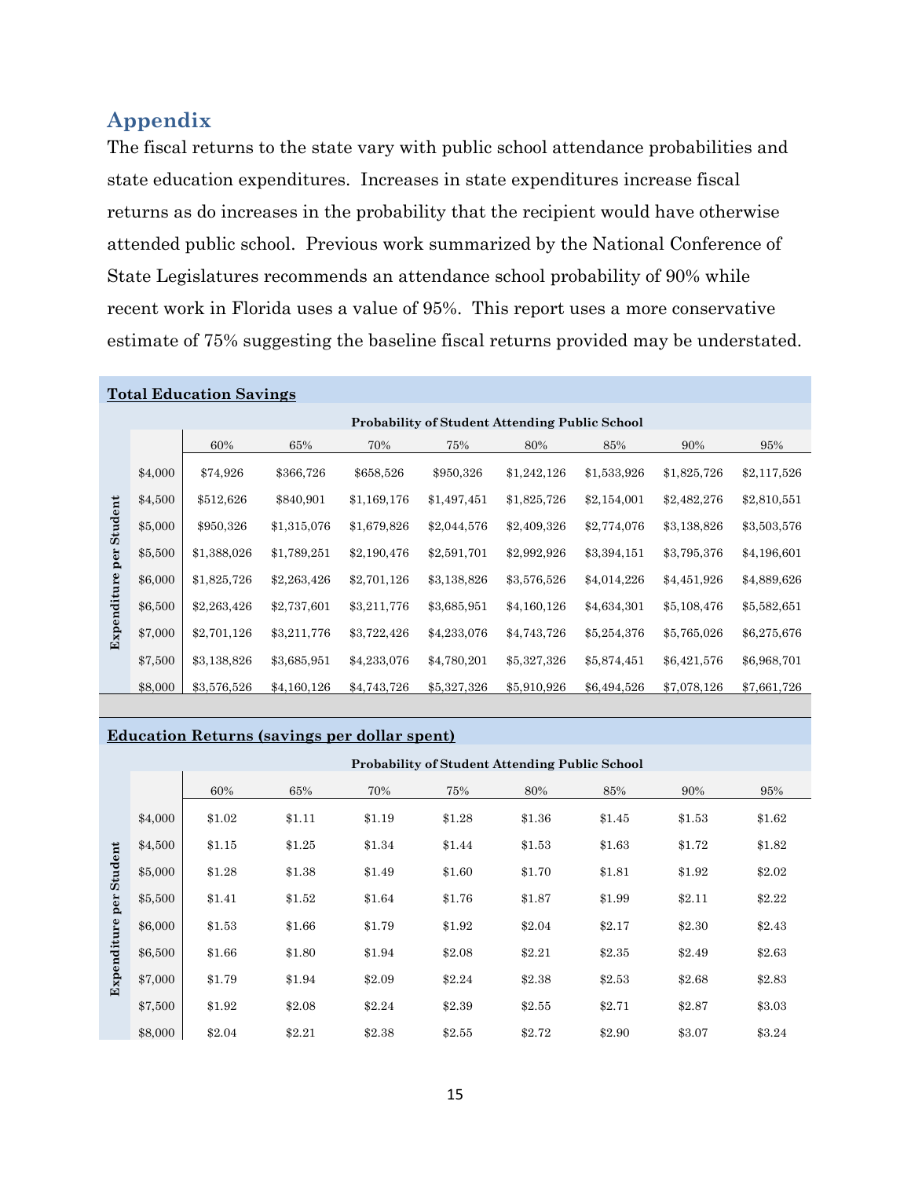## Appendix

The fiscal returns to the state vary with public school attendance probabilities and state education expenditures. Increases in state expenditures increase fiscal returns as do increases in the probability that the recipient would have otherwise attended public school. Previous work summarized by the National Conference of State Legislatures recommends an attendance school probability of 90% while recent work in Florida uses a value of 95%. This report uses a more conservative estimate of 75% suggesting the baseline fiscal returns provided may be understated.

**Total Education Savings**

| Expenditure per Student | Probability of Student Attending Public School | | | | | | | |
|---|---|---|---|---|---|---|---|---|
| | 60% | 65% | 70% | 75% | 80% | 85% | 90% | 95% |
| $4,000 | $74,926 | $366,726 | $658,526 | $950,326 | $1,242,126 | $1,533,926 | $1,825,726 | $2,117,526 |
| $4,500 | $512,626 | $840,901 | $1,169,176 | $1,497,451 | $1,825,726 | $2,154,001 | $2,482,276 | $2,810,551 |
| $5,000 | $950,326 | $1,315,076 | $1,679,826 | $2,044,576 | $2,409,326 | $2,774,076 | $3,138,826 | $3,503,576 |
| $5,500 | $1,388,026 | $1,789,251 | $2,190,476 | $2,591,701 | $2,992,926 | $3,394,151 | $3,795,376 | $4,196,601 |
| $6,000 | $1,825,726 | $2,263,426 | $2,701,126 | $3,138,826 | $3,576,526 | $4,014,226 | $4,451,926 | $4,889,626 |
| $6,500 | $2,263,426 | $2,737,601 | $3,211,776 | $3,685,951 | $4,160,126 | $4,634,301 | $5,108,476 | $5,582,651 |
| $7,000 | $2,701,126 | $3,211,776 | $3,722,426 | $4,233,076 | $4,743,726 | $5,254,376 | $5,765,026 | $6,275,676 |
| $7,500 | $3,138,826 | $3,685,951 | $4,233,076 | $4,780,201 | $5,327,326 | $5,874,451 | $6,421,576 | $6,968,701 |
| $8,000 | $3,576,526 | $4,160,126 | $4,743,726 | $5,327,326 | $5,910,926 | $6,494,526 | $7,078,126 | $7,661,726 |

**Education Returns (savings per dollar spent)**

| Expenditure per Student | Probability of Student Attending Public School | | | | | | | |
|---|---|---|---|---|---|---|---|---|
| | 60% | 65% | 70% | 75% | 80% | 85% | 90% | 95% |
| $4,000 | $1.02 | $1.11 | $1.19 | $1.28 | $1.36 | $1.45 | $1.53 | $1.62 |
| $4,500 | $1.15 | $1.25 | $1.34 | $1.44 | $1.53 | $1.63 | $1.72 | $1.82 |
| $5,000 | $1.28 | $1.38 | $1.49 | $1.60 | $1.70 | $1.81 | $1.92 | $2.02 |
| $5,500 | $1.41 | $1.52 | $1.64 | $1.76 | $1.87 | $1.99 | $2.11 | $2.22 |
| $6,000 | $1.53 | $1.66 | $1.79 | $1.92 | $2.04 | $2.17 | $2.30 | $2.43 |
| $6,500 | $1.66 | $1.80 | $1.94 | $2.08 | $2.21 | $2.35 | $2.49 | $2.63 |
| $7,000 | $1.79 | $1.94 | $2.09 | $2.24 | $2.38 | $2.53 | $2.68 | $2.83 |
| $7,500 | $1.92 | $2.08 | $2.24 | $2.39 | $2.55 | $2.71 | $2.87 | $3.03 |
| $8,000 | $2.04 | $2.21 | $2.38 | $2.55 | $2.72 | $2.90 | $3.07 | $3.24 |